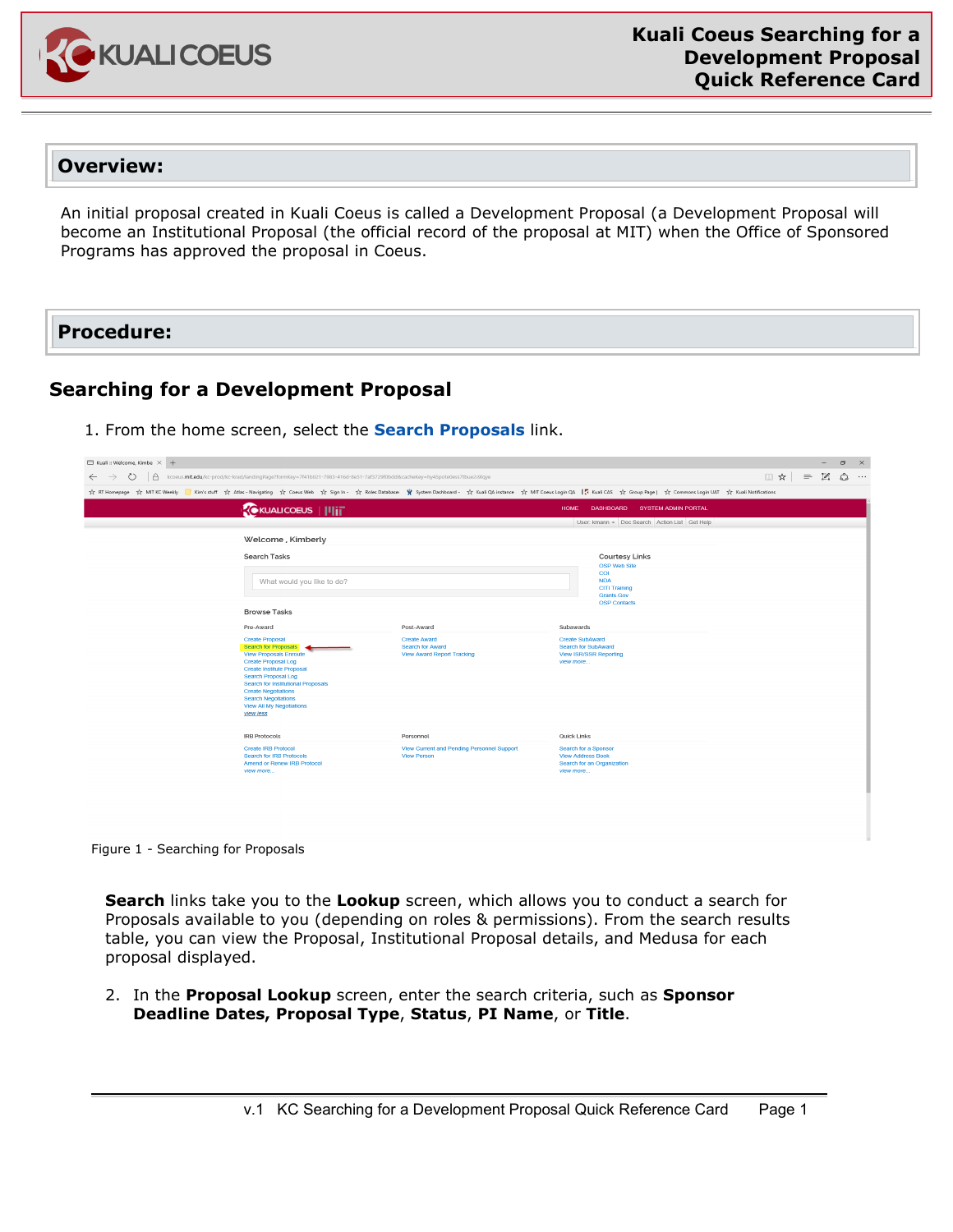# Kuali Coeus Searching for a Development Proposal Quick Reference Card

## Overview:

An initial proposal created in Kuali Coeus is called a Development Proposal (a Development Proposal will become an Institutional Proposal (the official record of the proposal at MIT) when the Office of Sponsored Programs has approved the proposal in Coeus.

## Procedure:

### Searching for a Development Proposal

1. From the home screen, select the **Search Proposals** link.

Figure 1 - Searching for Proposals

**Search** links take you to the **Lookup** screen, which allows you to conduct a search for Proposals available to you (depending on roles & permissions). From the search results table, you can view the Proposal, Institutional Proposal details, and Medusa for each proposal displayed.

2. In the **Proposal Lookup** screen, enter the search criteria, such as **Sponsor Deadline Dates, Proposal Type**, **Status**, **PI Name**, or **Title**.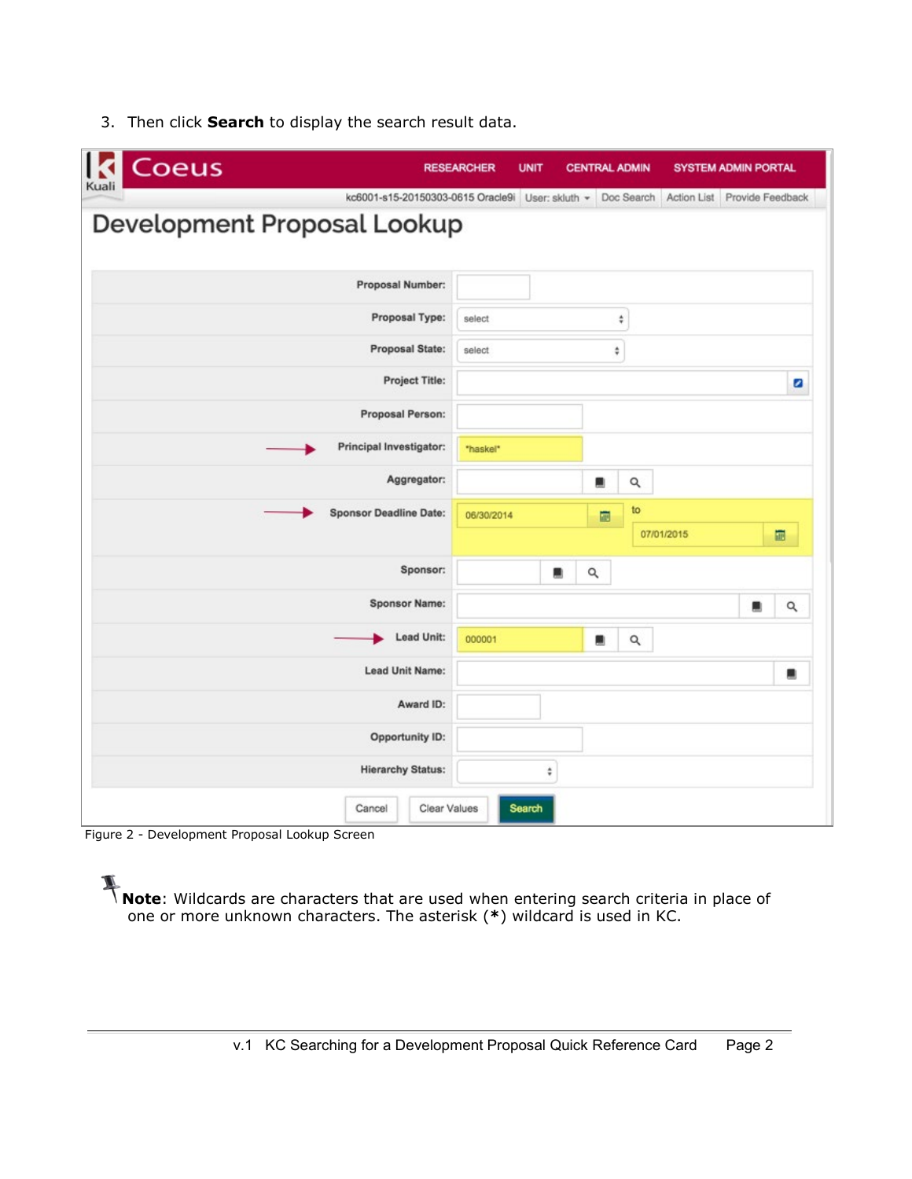3. Then click **Search** to display the search result data.

Figure 2 - Development Proposal Lookup Screen

**Note**: Wildcards are characters that are used when entering search criteria in place of one or more unknown characters. The asterisk (**\***) wildcard is used in KC.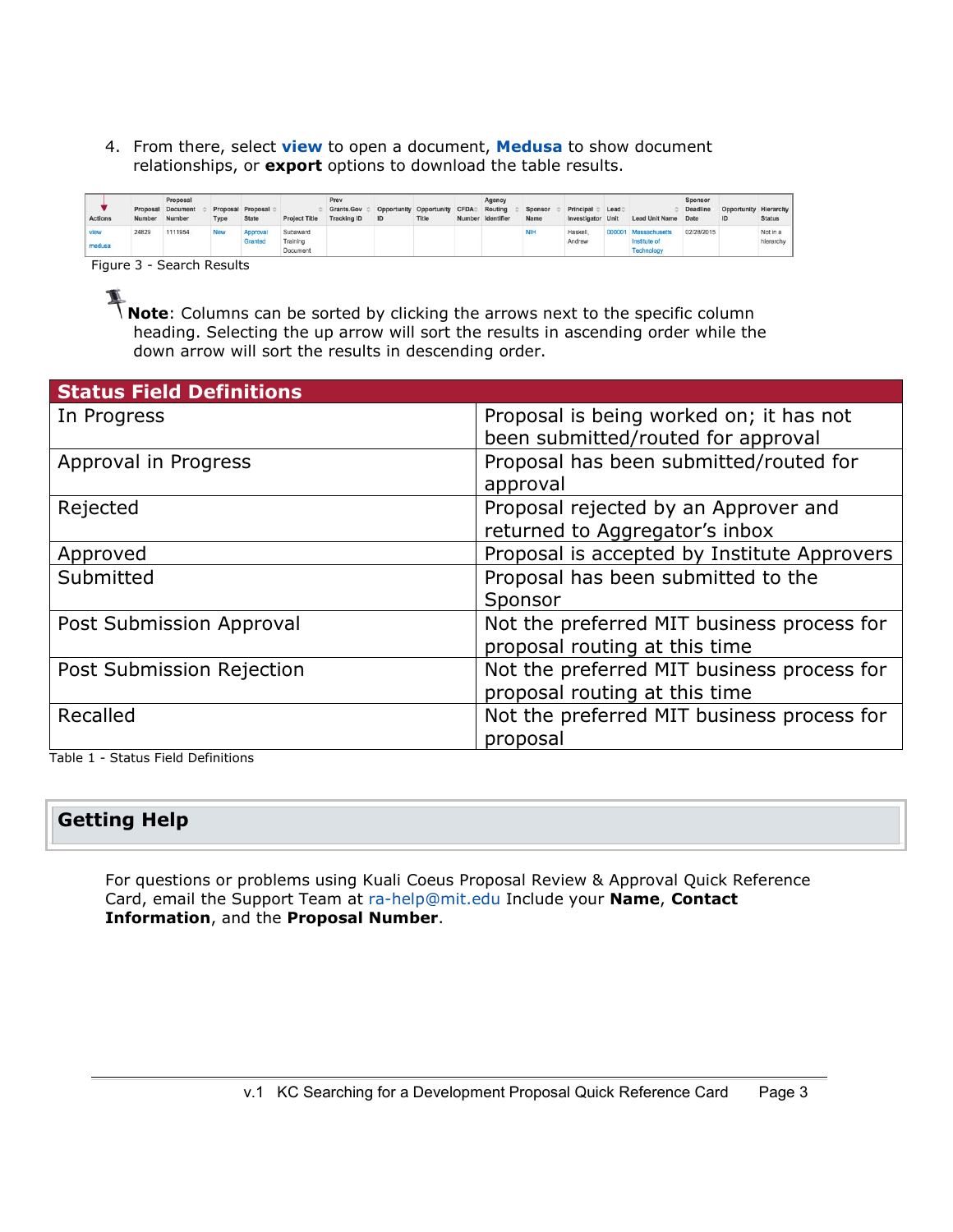4. From there, select **view** to open a document, **Medusa** to show document relationships, or **export** options to download the table results.

| Actions | Proposal Number | Proposal Document Number | Proposal Type | Proposal State | Project Title | Prev Grants.Gov Tracking ID | Opportunity ID | Opportunity Title | CFDA Number | Agency Routing Identifier | Sponsor Name | Principal Investigator | Lead Unit | Lead Unit Name | Sponsor Deadline Date | Opportunity ID | Hierarchy Status |
|---|---|---|---|---|---|---|---|---|---|---|---|---|---|---|---|---|---|
| view medusa | 24829 | 1111954 | New | Approval Granted | Subaward Training Document | | | | | | NIH | Haskell, Andrew | 000001 | Massachusetts Institute of Technology | 02/28/2015 | | Not in a hierarchy |

Figure 3 - Search Results

**Note**: Columns can be sorted by clicking the arrows next to the specific column heading. Selecting the up arrow will sort the results in ascending order while the down arrow will sort the results in descending order.

| Status Field Definitions | |
|---|---|
| In Progress | Proposal is being worked on; it has not been submitted/routed for approval |
| Approval in Progress | Proposal has been submitted/routed for approval |
| Rejected | Proposal rejected by an Approver and returned to Aggregator's inbox |
| Approved | Proposal is accepted by Institute Approvers |
| Submitted | Proposal has been submitted to the Sponsor |
| Post Submission Approval | Not the preferred MIT business process for proposal routing at this time |
| Post Submission Rejection | Not the preferred MIT business process for proposal routing at this time |
| Recalled | Not the preferred MIT business process for proposal |

Table 1 - Status Field Definitions

## Getting Help

For questions or problems using Kuali Coeus Proposal Review & Approval Quick Reference Card, email the Support Team at ra-help@mit.edu Include your **Name**, **Contact Information**, and the **Proposal Number**.